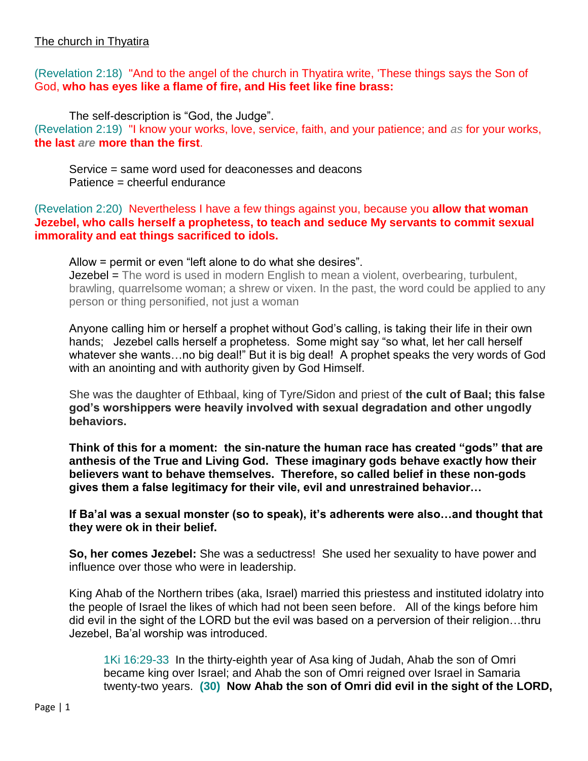The church in Thyatira

(Revelation 2:18) "And to the angel of the church in Thyatira write, 'These things says the Son of God, **who has eyes like a flame of fire, and His feet like fine brass:**

The self-description is "God, the Judge".

(Revelation 2:19) "I know your works, love, service, faith, and your patience; and *as* for your works, **the last *are* more than the first**.

Service = same word used for deaconesses and deacons
Patience = cheerful endurance

(Revelation 2:20) Nevertheless I have a few things against you, because you **allow that woman Jezebel, who calls herself a prophetess, to teach and seduce My servants to commit sexual immorality and eat things sacrificed to idols.**

Allow = permit or even "left alone to do what she desires".
Jezebel = The word is used in modern English to mean a violent, overbearing, turbulent, brawling, quarrelsome woman; a shrew or vixen. In the past, the word could be applied to any person or thing personified, not just a woman

Anyone calling him or herself a prophet without God's calling, is taking their life in their own hands; Jezebel calls herself a prophetess. Some might say "so what, let her call herself whatever she wants…no big deal!" But it is big deal! A prophet speaks the very words of God with an anointing and with authority given by God Himself.

She was the daughter of Ethbaal, king of Tyre/Sidon and priest of **the cult of Baal; this false god's worshippers were heavily involved with sexual degradation and other ungodly behaviors.**

**Think of this for a moment: the sin-nature the human race has created "gods" that are anthesis of the True and Living God. These imaginary gods behave exactly how their believers want to behave themselves. Therefore, so called belief in these non-gods gives them a false legitimacy for their vile, evil and unrestrained behavior…**

**If Ba'al was a sexual monster (so to speak), it's adherents were also…and thought that they were ok in their belief.**

**So, her comes Jezebel:** She was a seductress! She used her sexuality to have power and influence over those who were in leadership.

King Ahab of the Northern tribes (aka, Israel) married this priestess and instituted idolatry into the people of Israel the likes of which had not been seen before. All of the kings before him did evil in the sight of the LORD but the evil was based on a perversion of their religion…thru Jezebel, Ba'al worship was introduced.

1Ki 16:29-33 In the thirty-eighth year of Asa king of Judah, Ahab the son of Omri became king over Israel; and Ahab the son of Omri reigned over Israel in Samaria twenty-two years. **(30) Now Ahab the son of Omri did evil in the sight of the LORD,**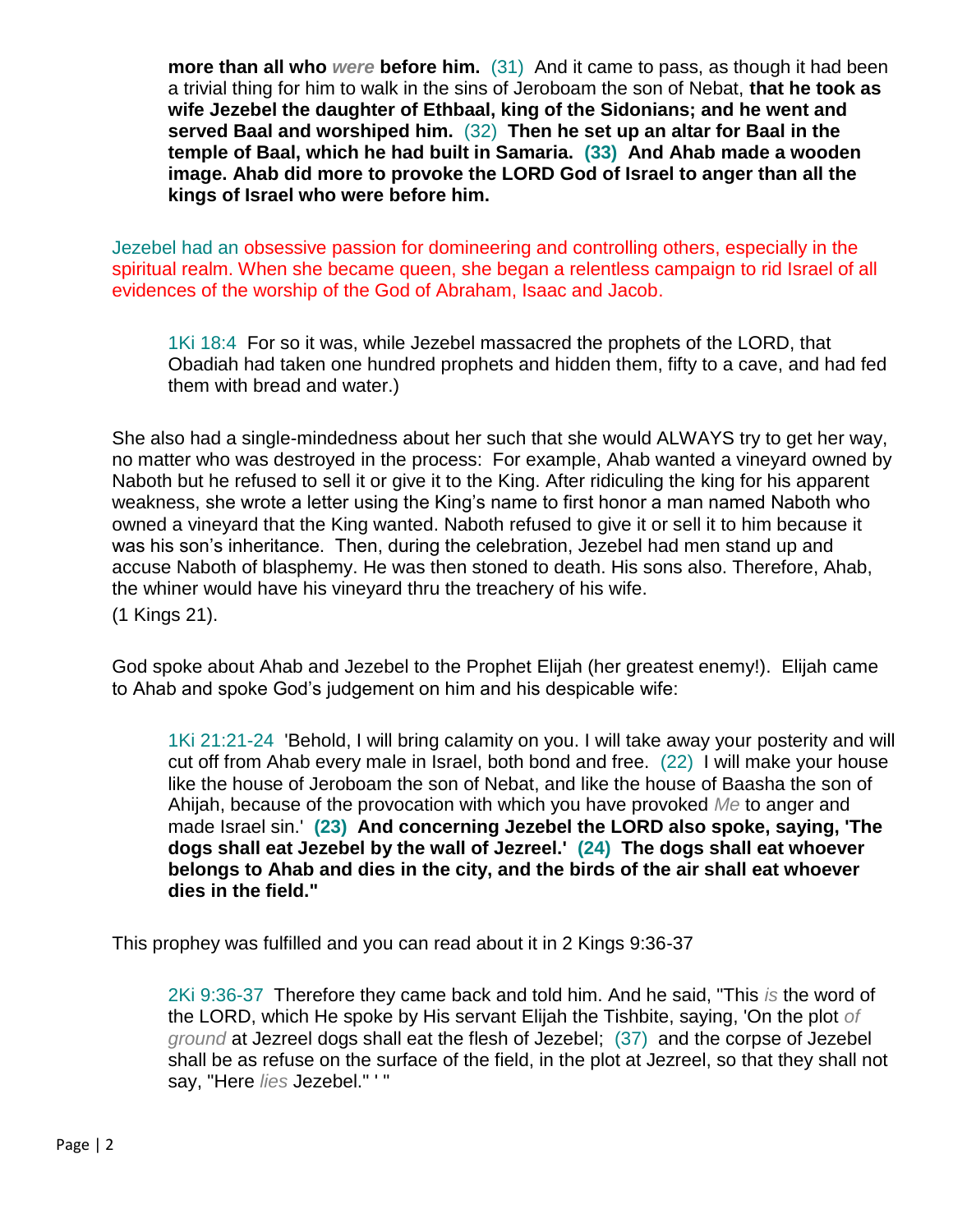> **more than all who *were* before him.** (31) And it came to pass, as though it had been a trivial thing for him to walk in the sins of Jeroboam the son of Nebat, **that he took as wife Jezebel the daughter of Ethbaal, king of the Sidonians; and he went and served Baal and worshiped him.** (32) **Then he set up an altar for Baal in the temple of Baal, which he had built in Samaria.** **(33) And Ahab made a wooden image. Ahab did more to provoke the LORD God of Israel to anger than all the kings of Israel who were before him.**

Jezebel had an obsessive passion for domineering and controlling others, especially in the spiritual realm. When she became queen, she began a relentless campaign to rid Israel of all evidences of the worship of the God of Abraham, Isaac and Jacob.

> 1Ki 18:4 For so it was, while Jezebel massacred the prophets of the LORD, that Obadiah had taken one hundred prophets and hidden them, fifty to a cave, and had fed them with bread and water.)

She also had a single-mindedness about her such that she would ALWAYS try to get her way, no matter who was destroyed in the process: For example, Ahab wanted a vineyard owned by Naboth but he refused to sell it or give it to the King. After ridiculing the king for his apparent weakness, she wrote a letter using the King's name to first honor a man named Naboth who owned a vineyard that the King wanted. Naboth refused to give it or sell it to him because it was his son's inheritance. Then, during the celebration, Jezebel had men stand up and accuse Naboth of blasphemy. He was then stoned to death. His sons also. Therefore, Ahab, the whiner would have his vineyard thru the treachery of his wife.
(1 Kings 21).

God spoke about Ahab and Jezebel to the Prophet Elijah (her greatest enemy!). Elijah came to Ahab and spoke God's judgement on him and his despicable wife:

> 1Ki 21:21-24 'Behold, I will bring calamity on you. I will take away your posterity and will cut off from Ahab every male in Israel, both bond and free. (22) I will make your house like the house of Jeroboam the son of Nebat, and like the house of Baasha the son of Ahijah, because of the provocation with which you have provoked *Me* to anger and made Israel sin.' **(23) And concerning Jezebel the LORD also spoke, saying, 'The dogs shall eat Jezebel by the wall of Jezreel.' (24) The dogs shall eat whoever belongs to Ahab and dies in the city, and the birds of the air shall eat whoever dies in the field."**

This prophey was fulfilled and you can read about it in 2 Kings 9:36-37

> 2Ki 9:36-37 Therefore they came back and told him. And he said, "This *is* the word of the LORD, which He spoke by His servant Elijah the Tishbite, saying, 'On the plot *of ground* at Jezreel dogs shall eat the flesh of Jezebel; (37) and the corpse of Jezebel shall be as refuse on the surface of the field, in the plot at Jezreel, so that they shall not say, "Here *lies* Jezebel." ' "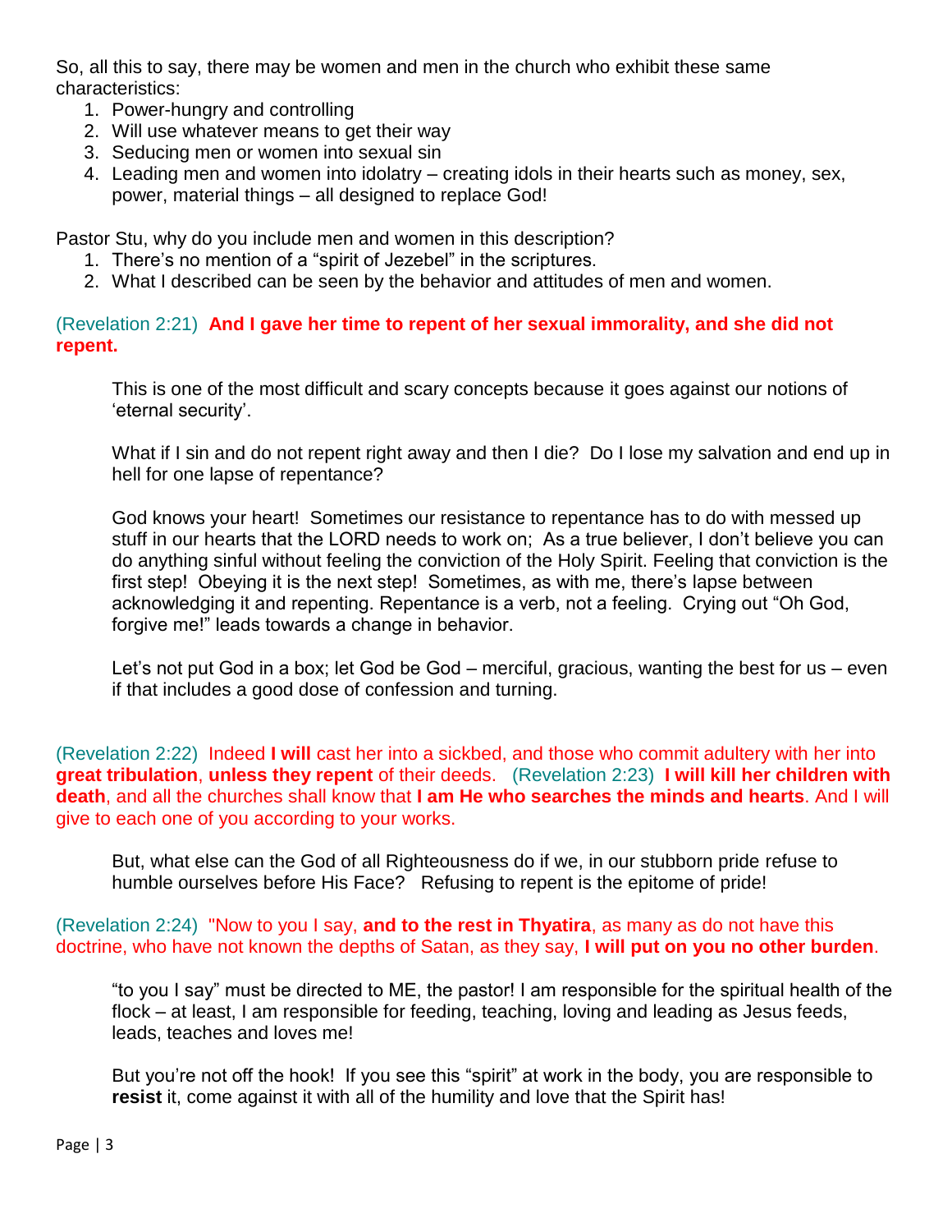So, all this to say, there may be women and men in the church who exhibit these same characteristics:

1. Power-hungry and controlling
2. Will use whatever means to get their way
3. Seducing men or women into sexual sin
4. Leading men and women into idolatry – creating idols in their hearts such as money, sex, power, material things – all designed to replace God!

Pastor Stu, why do you include men and women in this description?

1. There's no mention of a "spirit of Jezebel" in the scriptures.
2. What I described can be seen by the behavior and attitudes of men and women.

(Revelation 2:21) **And I gave her time to repent of her sexual immorality, and she did not repent.**

> This is one of the most difficult and scary concepts because it goes against our notions of 'eternal security'.
>
> What if I sin and do not repent right away and then I die? Do I lose my salvation and end up in hell for one lapse of repentance?
>
> God knows your heart! Sometimes our resistance to repentance has to do with messed up stuff in our hearts that the LORD needs to work on; As a true believer, I don't believe you can do anything sinful without feeling the conviction of the Holy Spirit. Feeling that conviction is the first step! Obeying it is the next step! Sometimes, as with me, there's lapse between acknowledging it and repenting. Repentance is a verb, not a feeling. Crying out "Oh God, forgive me!" leads towards a change in behavior.
>
> Let's not put God in a box; let God be God – merciful, gracious, wanting the best for us – even if that includes a good dose of confession and turning.

(Revelation 2:22) Indeed **I will** cast her into a sickbed, and those who commit adultery with her into **great tribulation**, **unless they repent** of their deeds. (Revelation 2:23) **I will kill her children with death**, and all the churches shall know that **I am He who searches the minds and hearts**. And I will give to each one of you according to your works.

> But, what else can the God of all Righteousness do if we, in our stubborn pride refuse to humble ourselves before His Face? Refusing to repent is the epitome of pride!

(Revelation 2:24) "Now to you I say, **and to the rest in Thyatira**, as many as do not have this doctrine, who have not known the depths of Satan, as they say, **I will put on you no other burden**.

> "to you I say" must be directed to ME, the pastor! I am responsible for the spiritual health of the flock – at least, I am responsible for feeding, teaching, loving and leading as Jesus feeds, leads, teaches and loves me!
>
> But you're not off the hook! If you see this "spirit" at work in the body, you are responsible to **resist** it, come against it with all of the humility and love that the Spirit has!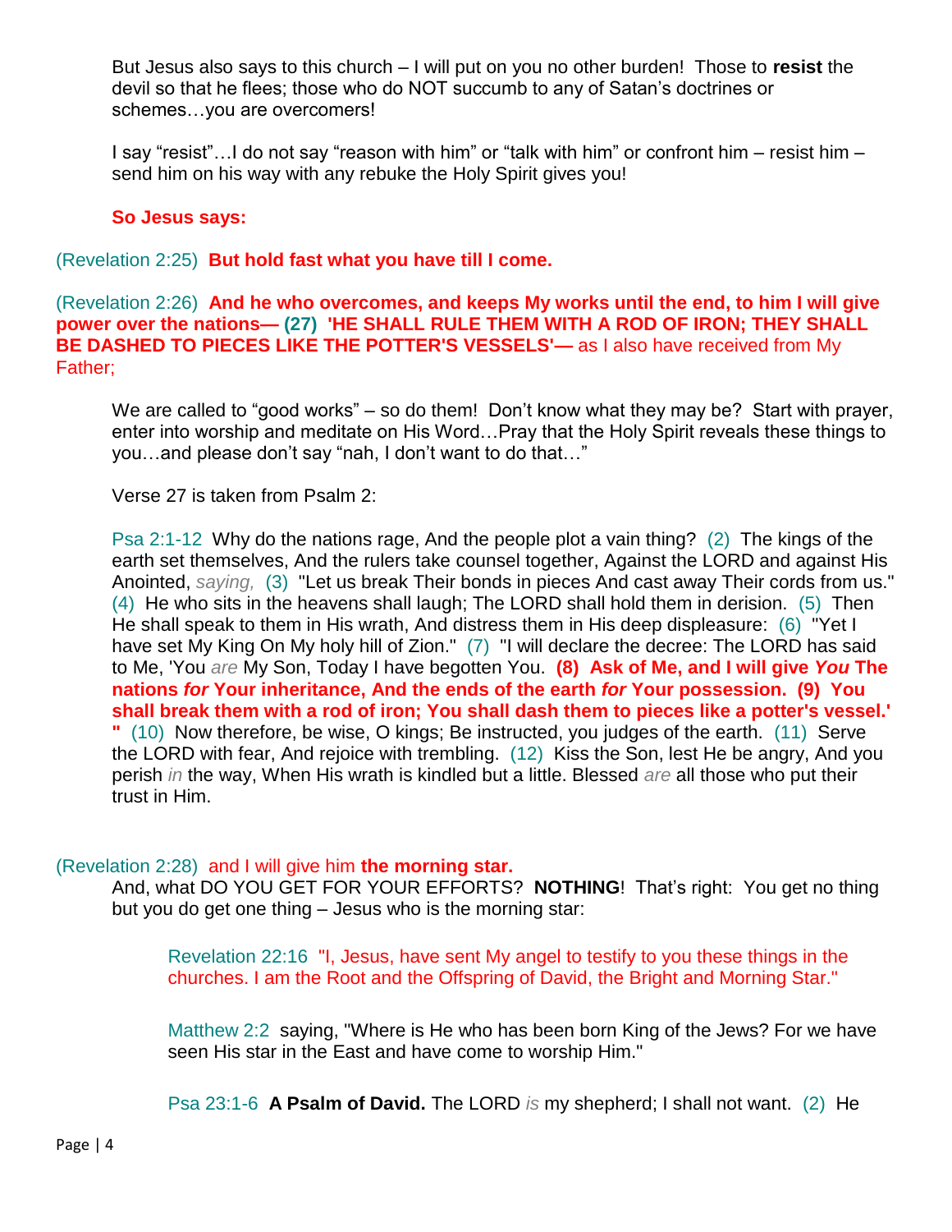But Jesus also says to this church – I will put on you no other burden! Those to **resist** the devil so that he flees; those who do NOT succumb to any of Satan's doctrines or schemes…you are overcomers!

I say "resist"…I do not say "reason with him" or "talk with him" or confront him – resist him – send him on his way with any rebuke the Holy Spirit gives you!

**So Jesus says:**

(Revelation 2:25) **But hold fast what you have till I come.**

(Revelation 2:26) **And he who overcomes, and keeps My works until the end, to him I will give power over the nations— (27) 'HE SHALL RULE THEM WITH A ROD OF IRON; THEY SHALL BE DASHED TO PIECES LIKE THE POTTER'S VESSELS'—** as I also have received from My Father;

We are called to "good works" – so do them! Don't know what they may be? Start with prayer, enter into worship and meditate on His Word…Pray that the Holy Spirit reveals these things to you…and please don't say "nah, I don't want to do that…"

Verse 27 is taken from Psalm 2:

Psa 2:1-12 Why do the nations rage, And the people plot a vain thing? (2) The kings of the earth set themselves, And the rulers take counsel together, Against the LORD and against His Anointed, *saying,* (3) "Let us break Their bonds in pieces And cast away Their cords from us." (4) He who sits in the heavens shall laugh; The LORD shall hold them in derision. (5) Then He shall speak to them in His wrath, And distress them in His deep displeasure: (6) "Yet I have set My King On My holy hill of Zion." (7) "I will declare the decree: The LORD has said to Me, 'You *are* My Son, Today I have begotten You. **(8) Ask of Me, and I will give *You* The nations *for* Your inheritance, And the ends of the earth *for* Your possession. (9) You shall break them with a rod of iron; You shall dash them to pieces like a potter's vessel.' "** (10) Now therefore, be wise, O kings; Be instructed, you judges of the earth. (11) Serve the LORD with fear, And rejoice with trembling. (12) Kiss the Son, lest He be angry, And you perish *in* the way, When His wrath is kindled but a little. Blessed *are* all those who put their trust in Him.

(Revelation 2:28) and I will give him **the morning star.**

And, what DO YOU GET FOR YOUR EFFORTS? **NOTHING**! That's right: You get no thing but you do get one thing – Jesus who is the morning star:

Revelation 22:16 "I, Jesus, have sent My angel to testify to you these things in the churches. I am the Root and the Offspring of David, the Bright and Morning Star."

Matthew 2:2 saying, "Where is He who has been born King of the Jews? For we have seen His star in the East and have come to worship Him."

Psa 23:1-6 **A Psalm of David.** The LORD *is* my shepherd; I shall not want. (2) He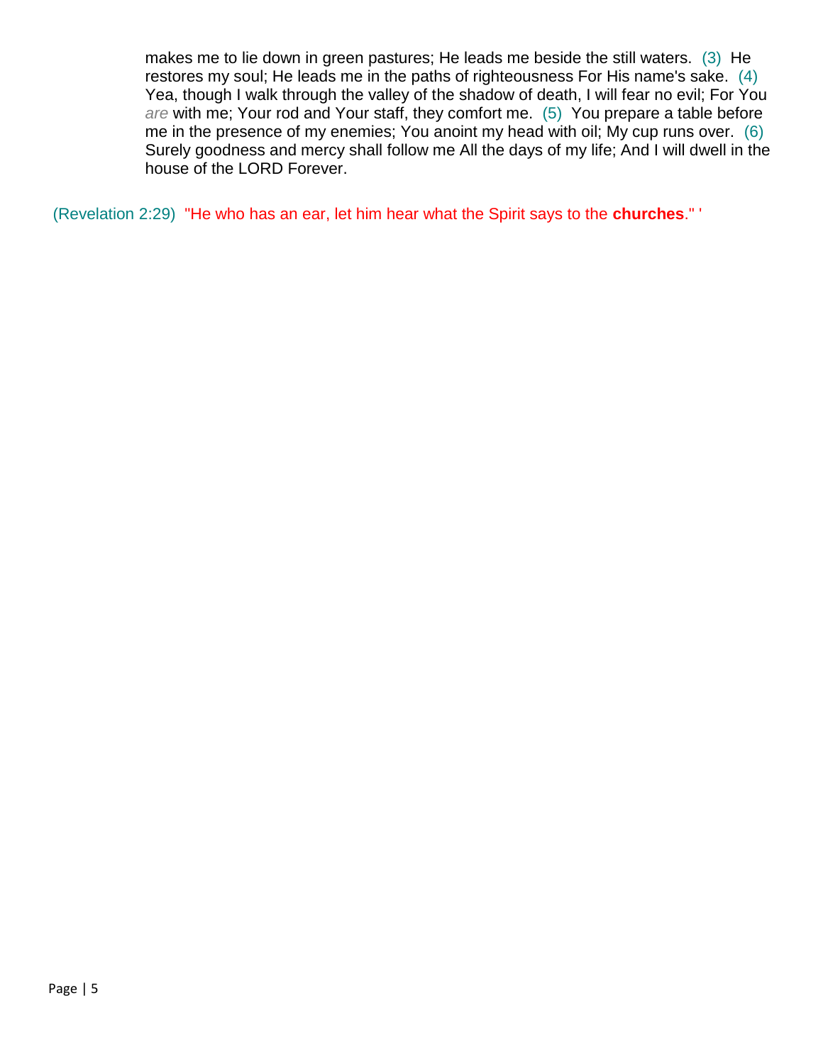makes me to lie down in green pastures; He leads me beside the still waters. (3) He restores my soul; He leads me in the paths of righteousness For His name's sake. (4) Yea, though I walk through the valley of the shadow of death, I will fear no evil; For You *are* with me; Your rod and Your staff, they comfort me. (5) You prepare a table before me in the presence of my enemies; You anoint my head with oil; My cup runs over. (6) Surely goodness and mercy shall follow me All the days of my life; And I will dwell in the house of the LORD Forever.

(Revelation 2:29) "He who has an ear, let him hear what the Spirit says to the **churches**." '